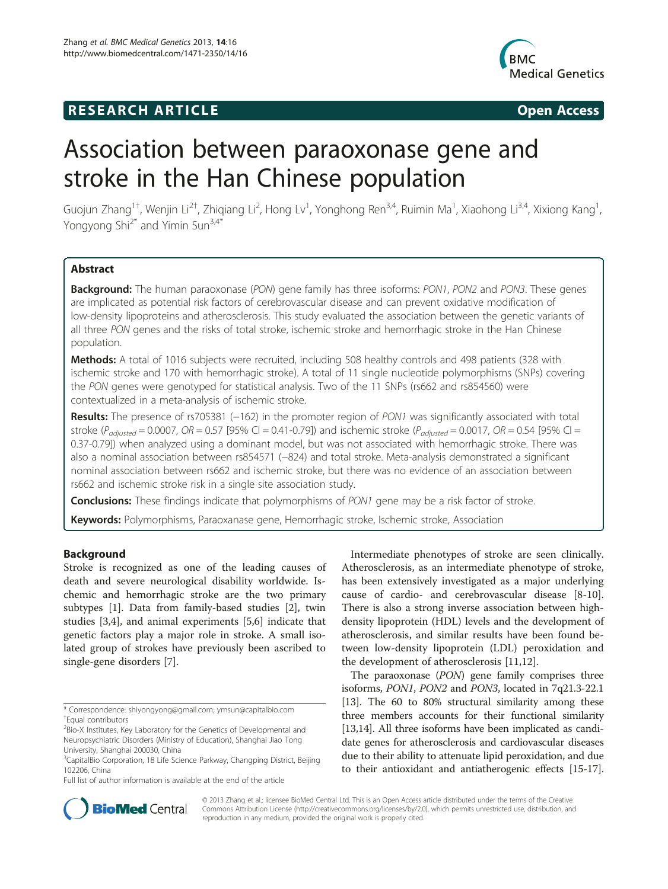**RESEARCH ARTICLE** **Open Access**

# Association between paraoxonase gene and stroke in the Han Chinese population

Guojun Zhang[1†], Wenjin Li[2†], Zhiqiang Li[2], Hong Lv[1], Yonghong Ren[3,4], Ruimin Ma[1], Xiaohong Li[3,4], Xixiong Kang[1], Yongyong Shi[2*] and Yimin Sun[3,4*]

## Abstract

**Background:** The human paraoxonase (*PON*) gene family has three isoforms: *PON1*, *PON2* and *PON3*. These genes are implicated as potential risk factors of cerebrovascular disease and can prevent oxidative modification of low-density lipoproteins and atherosclerosis. This study evaluated the association between the genetic variants of all three *PON* genes and the risks of total stroke, ischemic stroke and hemorrhagic stroke in the Han Chinese population.

**Methods:** A total of 1016 subjects were recruited, including 508 healthy controls and 498 patients (328 with ischemic stroke and 170 with hemorrhagic stroke). A total of 11 single nucleotide polymorphisms (SNPs) covering the *PON* genes were genotyped for statistical analysis. Two of the 11 SNPs (rs662 and rs854560) were contextualized in a meta-analysis of ischemic stroke.

**Results:** The presence of rs705381 (−162) in the promoter region of *PON1* was significantly associated with total stroke ($P_{adjusted} = 0.0007$, $OR = 0.57$ [95% CI = 0.41-0.79]) and ischemic stroke ($P_{adjusted} = 0.0017$, $OR = 0.54$ [95% CI = 0.37-0.79]) when analyzed using a dominant model, but was not associated with hemorrhagic stroke. There was also a nominal association between rs854571 (−824) and total stroke. Meta-analysis demonstrated a significant nominal association between rs662 and ischemic stroke, but there was no evidence of an association between rs662 and ischemic stroke risk in a single site association study.

**Conclusions:** These findings indicate that polymorphisms of *PON1* gene may be a risk factor of stroke.

**Keywords:** Polymorphisms, Paraoxanase gene, Hemorrhagic stroke, Ischemic stroke, Association

## Background

Stroke is recognized as one of the leading causes of death and severe neurological disability worldwide. Ischemic and hemorrhagic stroke are the two primary subtypes [1]. Data from family-based studies [2], twin studies [3,4], and animal experiments [5,6] indicate that genetic factors play a major role in stroke. A small isolated group of strokes have previously been ascribed to single-gene disorders [7].

Intermediate phenotypes of stroke are seen clinically. Atherosclerosis, as an intermediate phenotype of stroke, has been extensively investigated as a major underlying cause of cardio- and cerebrovascular disease [8-10]. There is also a strong inverse association between high-density lipoprotein (HDL) levels and the development of atherosclerosis, and similar results have been found between low-density lipoprotein (LDL) peroxidation and the development of atherosclerosis [11,12].

The paraoxonase (*PON*) gene family comprises three isoforms, *PON1*, *PON2* and *PON3*, located in 7q21.3-22.1 [13]. The 60 to 80% structural similarity among these three members accounts for their functional similarity [13,14]. All three isoforms have been implicated as candidate genes for atherosclerosis and cardiovascular diseases due to their ability to attenuate lipid peroxidation, and due to their antioxidant and antiatherogenic effects [15-17].

* Correspondence: shiyongyong@gmail.com; ymsun@capitalbio.com
†Equal contributors
[2]Bio-X Institutes, Key Laboratory for the Genetics of Developmental and Neuropsychiatric Disorders (Ministry of Education), Shanghai Jiao Tong University, Shanghai 200030, China
[3]CapitalBio Corporation, 18 Life Science Parkway, Changping District, Beijing 102206, China
Full list of author information is available at the end of the article

© 2013 Zhang et al.; licensee BioMed Central Ltd. This is an Open Access article distributed under the terms of the Creative Commons Attribution License (http://creativecommons.org/licenses/by/2.0), which permits unrestricted use, distribution, and reproduction in any medium, provided the original work is properly cited.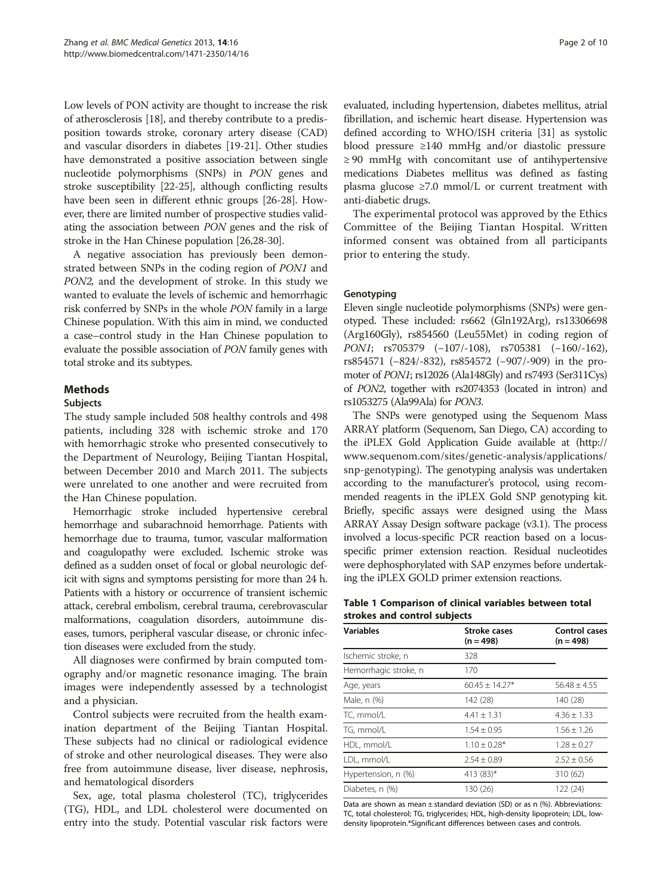Low levels of PON activity are thought to increase the risk of atherosclerosis [18], and thereby contribute to a predisposition towards stroke, coronary artery disease (CAD) and vascular disorders in diabetes [19-21]. Other studies have demonstrated a positive association between single nucleotide polymorphisms (SNPs) in *PON* genes and stroke susceptibility [22-25], although conflicting results have been seen in different ethnic groups [26-28]. However, there are limited number of prospective studies validating the association between *PON* genes and the risk of stroke in the Han Chinese population [26,28-30].

A negative association has previously been demonstrated between SNPs in the coding region of *PON1* and *PON2*, and the development of stroke. In this study we wanted to evaluate the levels of ischemic and hemorrhagic risk conferred by SNPs in the whole *PON* family in a large Chinese population. With this aim in mind, we conducted a case–control study in the Han Chinese population to evaluate the possible association of *PON* family genes with total stroke and its subtypes.

## Methods

### Subjects

The study sample included 508 healthy controls and 498 patients, including 328 with ischemic stroke and 170 with hemorrhagic stroke who presented consecutively to the Department of Neurology, Beijing Tiantan Hospital, between December 2010 and March 2011. The subjects were unrelated to one another and were recruited from the Han Chinese population.

Hemorrhagic stroke included hypertensive cerebral hemorrhage and subarachnoid hemorrhage. Patients with hemorrhage due to trauma, tumor, vascular malformation and coagulopathy were excluded. Ischemic stroke was defined as a sudden onset of focal or global neurologic deficit with signs and symptoms persisting for more than 24 h. Patients with a history or occurrence of transient ischemic attack, cerebral embolism, cerebral trauma, cerebrovascular malformations, coagulation disorders, autoimmune diseases, tumors, peripheral vascular disease, or chronic infection diseases were excluded from the study.

All diagnoses were confirmed by brain computed tomography and/or magnetic resonance imaging. The brain images were independently assessed by a technologist and a physician.

Control subjects were recruited from the health examination department of the Beijing Tiantan Hospital. These subjects had no clinical or radiological evidence of stroke and other neurological diseases. They were also free from autoimmune disease, liver disease, nephrosis, and hematological disorders

Sex, age, total plasma cholesterol (TC), triglycerides (TG), HDL, and LDL cholesterol were documented on entry into the study. Potential vascular risk factors were evaluated, including hypertension, diabetes mellitus, atrial fibrillation, and ischemic heart disease. Hypertension was defined according to WHO/ISH criteria [31] as systolic blood pressure ≥140 mmHg and/or diastolic pressure ≥ 90 mmHg with concomitant use of antihypertensive medications Diabetes mellitus was defined as fasting plasma glucose ≥7.0 mmol/L or current treatment with anti-diabetic drugs.

The experimental protocol was approved by the Ethics Committee of the Beijing Tiantan Hospital. Written informed consent was obtained from all participants prior to entering the study.

### Genotyping

Eleven single nucleotide polymorphisms (SNPs) were genotyped. These included: rs662 (Gln192Arg), rs13306698 (Arg160Gly), rs854560 (Leu55Met) in coding region of *PON1*; rs705379 (−107/-108), rs705381 (−160/-162), rs854571 (−824/-832), rs854572 (−907/-909) in the promoter of *PON1*; rs12026 (Ala148Gly) and rs7493 (Ser311Cys) of *PON2*, together with rs2074353 (located in intron) and rs1053275 (Ala99Ala) for *PON3*.

The SNPs were genotyped using the Sequenom Mass ARRAY platform (Sequenom, San Diego, CA) according to the iPLEX Gold Application Guide available at (http://www.sequenom.com/sites/genetic-analysis/applications/snp-genotyping). The genotyping analysis was undertaken according to the manufacturer's protocol, using recommended reagents in the iPLEX Gold SNP genotyping kit. Briefly, specific assays were designed using the Mass ARRAY Assay Design software package (v3.1). The process involved a locus-specific PCR reaction based on a locus-specific primer extension reaction. Residual nucleotides were dephosphorylated with SAP enzymes before undertaking the iPLEX GOLD primer extension reactions.

**Table 1 Comparison of clinical variables between total strokes and control subjects**

| Variables | Stroke cases (n = 498) | Control cases (n = 498) |
|---|---|---|
| Ischemic stroke, n | 328 | |
| Hemorrhagic stroke, n | 170 | |
| Age, years | 60.45 ± 14.27* | 56.48 ± 4.55 |
| Male, n (%) | 142 (28) | 140 (28) |
| TC, mmol/L | 4.41 ± 1.31 | 4.36 ± 1.33 |
| TG, mmol/L | 1.54 ± 0.95 | 1.56 ± 1.26 |
| HDL, mmol/L | 1.10 ± 0.28* | 1.28 ± 0.27 |
| LDL, mmol/L | 2.54 ± 0.89 | 2.52 ± 0.56 |
| Hypertension, n (%) | 413 (83)* | 310 (62) |
| Diabetes, n (%) | 130 (26) | 122 (24) |

Data are shown as mean ± standard deviation (SD) or as n (%). Abbreviations: TC, total cholesterol; TG, triglycerides; HDL, high-density lipoprotein; LDL, low-density lipoprotein.*Significant differences between cases and controls.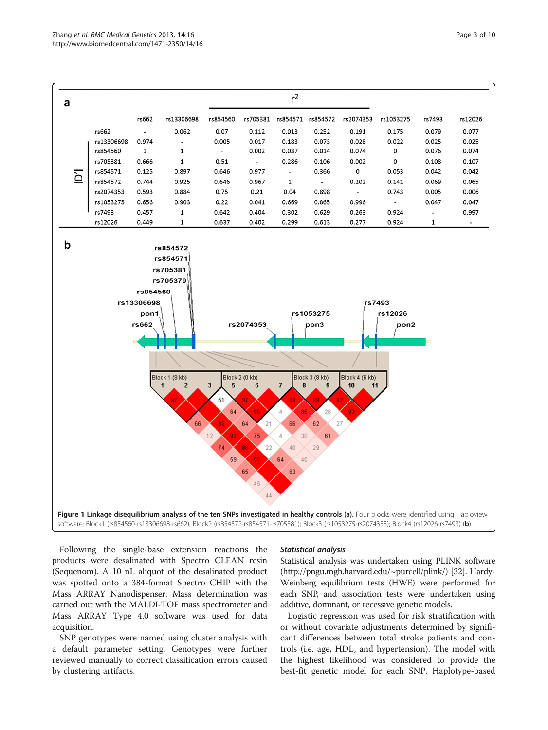**a**

| | rs662 | rs13306698 | rs854560 | rs705381 | rs854571 | rs854572 | rs2074353 | rs1053275 | rs7493 | rs12026 |
|---|---|---|---|---|---|---|---|---|---|---|
| rs662 | - | 0.062 | 0.07 | 0.112 | 0.013 | 0.252 | 0.191 | 0.175 | 0.079 | 0.077 |
| rs13306698 | 0.974 | - | 0.005 | 0.017 | 0.183 | 0.073 | 0.028 | 0.022 | 0.025 | 0.025 |
| rs854560 | 1 | 1 | - | 0.002 | 0.037 | 0.014 | 0.074 | 0 | 0.076 | 0.074 |
| rs705381 | 0.666 | 1 | 0.51 | - | 0.286 | 0.106 | 0.002 | 0 | 0.108 | 0.107 |
| rs854571 | 0.125 | 0.897 | 0.646 | 0.977 | - | 0.366 | 0 | 0.053 | 0.042 | 0.042 |
| rs854572 | 0.744 | 0.925 | 0.646 | 0.967 | 1 | - | 0.202 | 0.141 | 0.069 | 0.065 |
| rs2074353 | 0.593 | 0.884 | 0.75 | 0.21 | 0.04 | 0.898 | - | 0.743 | 0.005 | 0.006 |
| rs1053275 | 0.656 | 0.903 | 0.22 | 0.041 | 0.669 | 0.865 | 0.996 | - | 0.047 | 0.047 |
| rs7493 | 0.457 | 1 | 0.642 | 0.404 | 0.302 | 0.629 | 0.263 | 0.924 | - | 0.997 |
| rs12026 | 0.449 | 1 | 0.637 | 0.402 | 0.299 | 0.613 | 0.277 | 0.924 | 1 | - |

($r^2$ above the diagonal; $|D'|$ below the diagonal)

**b**

**Figure 1 Linkage disequilibrium analysis of the ten SNPs investigated in healthy controls (a).** Four blocks were identified using Haploview software: Block1 (rs854560-rs13306698-rs662); Block2 (rs854572-rs854571-rs705381); Block3 (rs1053275-rs2074353); Block4 (rs12026-rs7493) (**b**).

Following the single-base extension reactions the products were desalinated with Spectro CLEAN resin (Sequenom). A 10 nL aliquot of the desalinated product was spotted onto a 384-format Spectro CHIP with the Mass ARRAY Nanodispenser. Mass determination was carried out with the MALDI-TOF mass spectrometer and Mass ARRAY Type 4.0 software was used for data acquisition.

SNP genotypes were named using cluster analysis with a default parameter setting. Genotypes were further reviewed manually to correct classification errors caused by clustering artifacts.

### *Statistical analysis*

Statistical analysis was undertaken using PLINK software (http://pngu.mgh.harvard.edu/~purcell/plink/) [32]. Hardy-Weinberg equilibrium tests (HWE) were performed for each SNP, and association tests were undertaken using additive, dominant, or recessive genetic models.

Logistic regression was used for risk stratification with or without covariate adjustments determined by significant differences between total stroke patients and controls (i.e. age, HDL, and hypertension). The model with the highest likelihood was considered to provide the best-fit genetic model for each SNP. Haplotype-based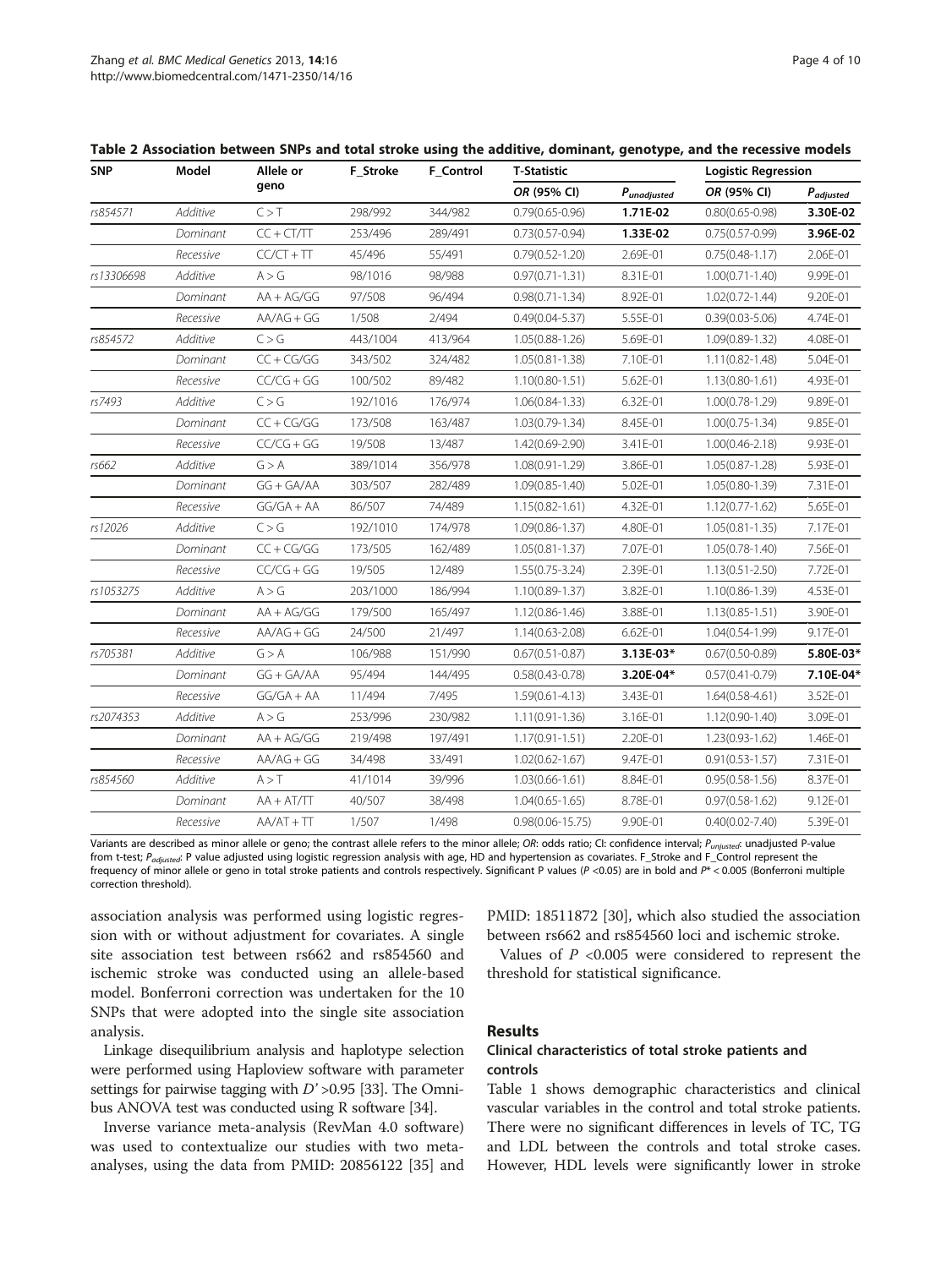**Table 2 Association between SNPs and total stroke using the additive, dominant, genotype, and the recessive models**

| SNP | Model | Allele or geno | F_Stroke | F_Control | T-Statistic | | Logistic Regression | |
|---|---|---|---|---|---|---|---|---|
| | | | | | *OR* (95% CI) | $P_{unadjusted}$ | *OR* (95% CI) | $P_{adjusted}$ |
| *rs854571* | *Additive* | C > T | 298/992 | 344/982 | 0.79(0.65-0.96) | **1.71E-02** | 0.80(0.65-0.98) | **3.30E-02** |
| | *Dominant* | CC + CT/TT | 253/496 | 289/491 | 0.73(0.57-0.94) | **1.33E-02** | 0.75(0.57-0.99) | **3.96E-02** |
| | *Recessive* | CC/CT + TT | 45/496 | 55/491 | 0.79(0.52-1.20) | 2.69E-01 | 0.75(0.48-1.17) | 2.06E-01 |
| *rs13306698* | *Additive* | A > G | 98/1016 | 98/988 | 0.97(0.71-1.31) | 8.31E-01 | 1.00(0.71-1.40) | 9.99E-01 |
| | *Dominant* | AA + AG/GG | 97/508 | 96/494 | 0.98(0.71-1.34) | 8.92E-01 | 1.02(0.72-1.44) | 9.20E-01 |
| | *Recessive* | AA/AG + GG | 1/508 | 2/494 | 0.49(0.04-5.37) | 5.55E-01 | 0.39(0.03-5.06) | 4.74E-01 |
| *rs854572* | *Additive* | C > G | 443/1004 | 413/964 | 1.05(0.88-1.26) | 5.69E-01 | 1.09(0.89-1.32) | 4.08E-01 |
| | *Dominant* | CC + CG/GG | 343/502 | 324/482 | 1.05(0.81-1.38) | 7.10E-01 | 1.11(0.82-1.48) | 5.04E-01 |
| | *Recessive* | CC/CG + GG | 100/502 | 89/482 | 1.10(0.80-1.51) | 5.62E-01 | 1.13(0.80-1.61) | 4.93E-01 |
| *rs7493* | *Additive* | C > G | 192/1016 | 176/974 | 1.06(0.84-1.33) | 6.32E-01 | 1.00(0.78-1.29) | 9.89E-01 |
| | *Dominant* | CC + CG/GG | 173/508 | 163/487 | 1.03(0.79-1.34) | 8.45E-01 | 1.00(0.75-1.34) | 9.85E-01 |
| | *Recessive* | CC/CG + GG | 19/508 | 13/487 | 1.42(0.69-2.90) | 3.41E-01 | 1.00(0.46-2.18) | 9.93E-01 |
| *rs662* | *Additive* | G > A | 389/1014 | 356/978 | 1.08(0.91-1.29) | 3.86E-01 | 1.05(0.87-1.28) | 5.93E-01 |
| | *Dominant* | GG + GA/AA | 303/507 | 282/489 | 1.09(0.85-1.40) | 5.02E-01 | 1.05(0.80-1.39) | 7.31E-01 |
| | *Recessive* | GG/GA + AA | 86/507 | 74/489 | 1.15(0.82-1.61) | 4.32E-01 | 1.12(0.77-1.62) | 5.65E-01 |
| *rs12026* | *Additive* | C > G | 192/1010 | 174/978 | 1.09(0.86-1.37) | 4.80E-01 | 1.05(0.81-1.35) | 7.17E-01 |
| | *Dominant* | CC + CG/GG | 173/505 | 162/489 | 1.05(0.81-1.37) | 7.07E-01 | 1.05(0.78-1.40) | 7.56E-01 |
| | *Recessive* | CC/CG + GG | 19/505 | 12/489 | 1.55(0.75-3.24) | 2.39E-01 | 1.13(0.51-2.50) | 7.72E-01 |
| *rs1053275* | *Additive* | A > G | 203/1000 | 186/994 | 1.10(0.89-1.37) | 3.82E-01 | 1.10(0.86-1.39) | 4.53E-01 |
| | *Dominant* | AA + AG/GG | 179/500 | 165/497 | 1.12(0.86-1.46) | 3.88E-01 | 1.13(0.85-1.51) | 3.90E-01 |
| | *Recessive* | AA/AG + GG | 24/500 | 21/497 | 1.14(0.63-2.08) | 6.62E-01 | 1.04(0.54-1.99) | 9.17E-01 |
| *rs705381* | *Additive* | G > A | 106/988 | 151/990 | 0.67(0.51-0.87) | **3.13E-03*** | 0.67(0.50-0.89) | **5.80E-03*** |
| | *Dominant* | GG + GA/AA | 95/494 | 144/495 | 0.58(0.43-0.78) | **3.20E-04*** | 0.57(0.41-0.79) | **7.10E-04*** |
| | *Recessive* | GG/GA + AA | 11/494 | 7/495 | 1.59(0.61-4.13) | 3.43E-01 | 1.64(0.58-4.61) | 3.52E-01 |
| *rs2074353* | *Additive* | A > G | 253/996 | 230/982 | 1.11(0.91-1.36) | 3.16E-01 | 1.12(0.90-1.40) | 3.09E-01 |
| | *Dominant* | AA + AG/GG | 219/498 | 197/491 | 1.17(0.91-1.51) | 2.20E-01 | 1.23(0.93-1.62) | 1.46E-01 |
| | *Recessive* | AA/AG + GG | 34/498 | 33/491 | 1.02(0.62-1.67) | 9.47E-01 | 0.91(0.53-1.57) | 7.31E-01 |
| *rs854560* | *Additive* | A > T | 41/1014 | 39/996 | 1.03(0.66-1.61) | 8.84E-01 | 0.95(0.58-1.56) | 8.37E-01 |
| | *Dominant* | AA + AT/TT | 40/507 | 38/498 | 1.04(0.65-1.65) | 8.78E-01 | 0.97(0.58-1.62) | 9.12E-01 |
| | *Recessive* | AA/AT + TT | 1/507 | 1/498 | 0.98(0.06-15.75) | 9.90E-01 | 0.40(0.02-7.40) | 5.39E-01 |

Variants are described as minor allele or geno; the contrast allele refers to the minor allele; *OR*: odds ratio; CI: confidence interval; $P_{unjusted}$: unadjusted P-value from t-test; $P_{adjusted}$: P value adjusted using logistic regression analysis with age, HD and hypertension as covariates. F_Stroke and F_Control represent the frequency of minor allele or geno in total stroke patients and controls respectively. Significant P values ($P$ <0.05) are in bold and $P$* < 0.005 (Bonferroni multiple correction threshold).

association analysis was performed using logistic regression with or without adjustment for covariates. A single site association test between rs662 and rs854560 and ischemic stroke was conducted using an allele-based model. Bonferroni correction was undertaken for the 10 SNPs that were adopted into the single site association analysis.

Linkage disequilibrium analysis and haplotype selection were performed using Haploview software with parameter settings for pairwise tagging with $D'$ >0.95 [33]. The Omnibus ANOVA test was conducted using R software [34].

Inverse variance meta-analysis (RevMan 4.0 software) was used to contextualize our studies with two meta-analyses, using the data from PMID: 20856122 [35] and PMID: 18511872 [30], which also studied the association between rs662 and rs854560 loci and ischemic stroke.

Values of $P$ <0.005 were considered to represent the threshold for statistical significance.

## Results

### Clinical characteristics of total stroke patients and controls

Table 1 shows demographic characteristics and clinical vascular variables in the control and total stroke patients. There were no significant differences in levels of TC, TG and LDL between the controls and total stroke cases. However, HDL levels were significantly lower in stroke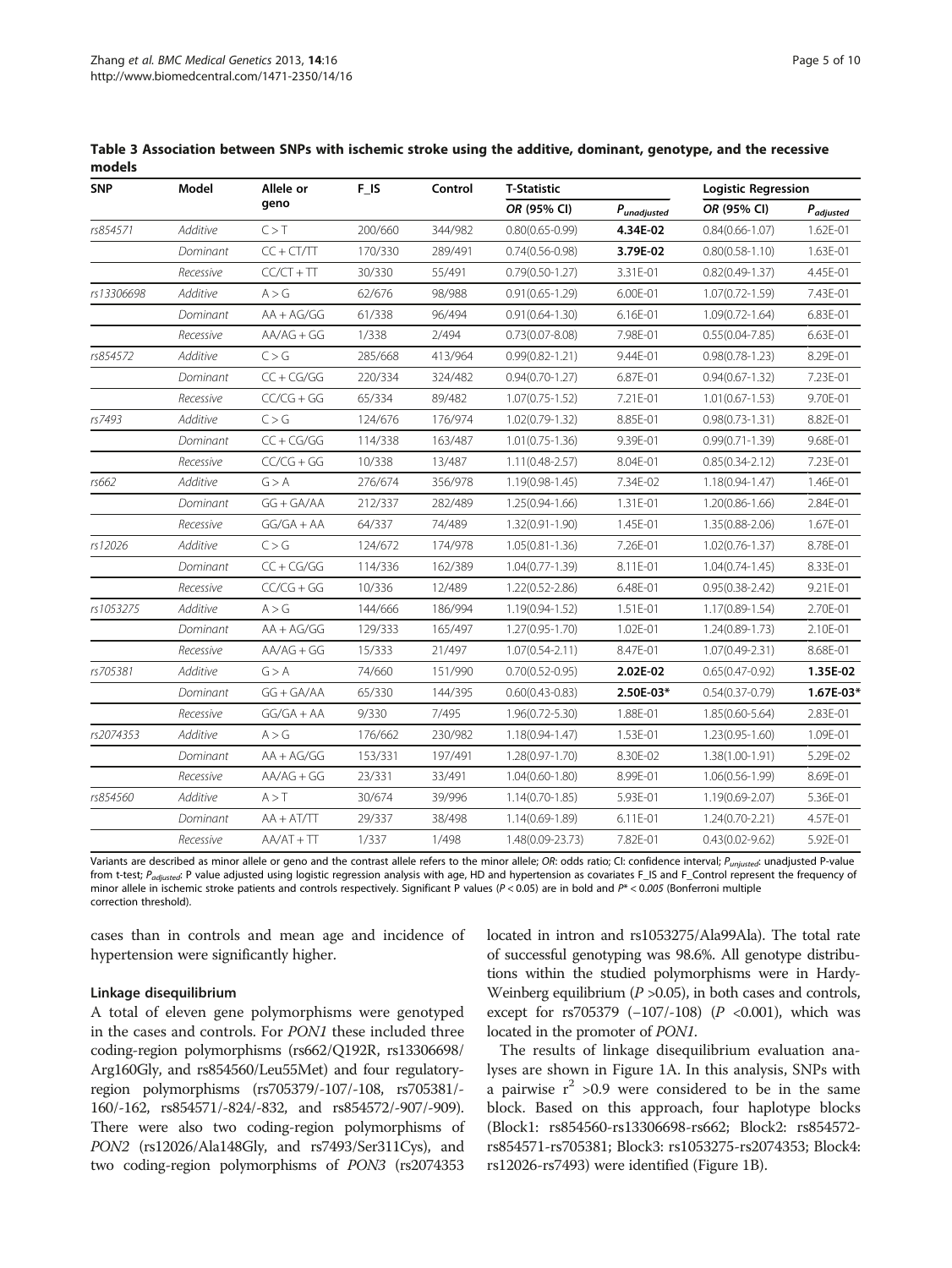**Table 3 Association between SNPs with ischemic stroke using the additive, dominant, genotype, and the recessive models**

| SNP | Model | Allele or geno | F_IS | Control | T-Statistic | | Logistic Regression | |
|---|---|---|---|---|---|---|---|---|
| | | | | | *OR* (95% CI) | $P_{unadjusted}$ | *OR* (95% CI) | $P_{adjusted}$ |
| *rs854571* | *Additive* | C > T | 200/660 | 344/982 | 0.80(0.65-0.99) | **4.34E-02** | 0.84(0.66-1.07) | 1.62E-01 |
| | *Dominant* | CC + CT/TT | 170/330 | 289/491 | 0.74(0.56-0.98) | **3.79E-02** | 0.80(0.58-1.10) | 1.63E-01 |
| | *Recessive* | CC/CT + TT | 30/330 | 55/491 | 0.79(0.50-1.27) | 3.31E-01 | 0.82(0.49-1.37) | 4.45E-01 |
| *rs13306698* | *Additive* | A > G | 62/676 | 98/988 | 0.91(0.65-1.29) | 6.00E-01 | 1.07(0.72-1.59) | 7.43E-01 |
| | *Dominant* | AA + AG/GG | 61/338 | 96/494 | 0.91(0.64-1.30) | 6.16E-01 | 1.09(0.72-1.64) | 6.83E-01 |
| | *Recessive* | AA/AG + GG | 1/338 | 2/494 | 0.73(0.07-8.08) | 7.98E-01 | 0.55(0.04-7.85) | 6.63E-01 |
| *rs854572* | *Additive* | C > G | 285/668 | 413/964 | 0.99(0.82-1.21) | 9.44E-01 | 0.98(0.78-1.23) | 8.29E-01 |
| | *Dominant* | CC + CG/GG | 220/334 | 324/482 | 0.94(0.70-1.27) | 6.87E-01 | 0.94(0.67-1.32) | 7.23E-01 |
| | *Recessive* | CC/CG + GG | 65/334 | 89/482 | 1.07(0.75-1.52) | 7.21E-01 | 1.01(0.67-1.53) | 9.70E-01 |
| *rs7493* | *Additive* | C > G | 124/676 | 176/974 | 1.02(0.79-1.32) | 8.85E-01 | 0.98(0.73-1.31) | 8.82E-01 |
| | *Dominant* | CC + CG/GG | 114/338 | 163/487 | 1.01(0.75-1.36) | 9.39E-01 | 0.99(0.71-1.39) | 9.68E-01 |
| | *Recessive* | CC/CG + GG | 10/338 | 13/487 | 1.11(0.48-2.57) | 8.04E-01 | 0.85(0.34-2.12) | 7.23E-01 |
| *rs662* | *Additive* | G > A | 276/674 | 356/978 | 1.19(0.98-1.45) | 7.34E-02 | 1.18(0.94-1.47) | 1.46E-01 |
| | *Dominant* | GG + GA/AA | 212/337 | 282/489 | 1.25(0.94-1.66) | 1.31E-01 | 1.20(0.86-1.66) | 2.84E-01 |
| | *Recessive* | GG/GA + AA | 64/337 | 74/489 | 1.32(0.91-1.90) | 1.45E-01 | 1.35(0.88-2.06) | 1.67E-01 |
| *rs12026* | *Additive* | C > G | 124/672 | 174/978 | 1.05(0.81-1.36) | 7.26E-01 | 1.02(0.76-1.37) | 8.78E-01 |
| | *Dominant* | CC + CG/GG | 114/336 | 162/389 | 1.04(0.77-1.39) | 8.11E-01 | 1.04(0.74-1.45) | 8.33E-01 |
| | *Recessive* | CC/CG + GG | 10/336 | 12/489 | 1.22(0.52-2.86) | 6.48E-01 | 0.95(0.38-2.42) | 9.21E-01 |
| *rs1053275* | *Additive* | A > G | 144/666 | 186/994 | 1.19(0.94-1.52) | 1.51E-01 | 1.17(0.89-1.54) | 2.70E-01 |
| | *Dominant* | AA + AG/GG | 129/333 | 165/497 | 1.27(0.95-1.70) | 1.02E-01 | 1.24(0.89-1.73) | 2.10E-01 |
| | *Recessive* | AA/AG + GG | 15/333 | 21/497 | 1.07(0.54-2.11) | 8.47E-01 | 1.07(0.49-2.31) | 8.68E-01 |
| *rs705381* | *Additive* | G > A | 74/660 | 151/990 | 0.70(0.52-0.95) | **2.02E-02** | 0.65(0.47-0.92) | **1.35E-02** |
| | *Dominant* | GG + GA/AA | 65/330 | 144/395 | 0.60(0.43-0.83) | **2.50E-03*** | 0.54(0.37-0.79) | **1.67E-03*** |
| | *Recessive* | GG/GA + AA | 9/330 | 7/495 | 1.96(0.72-5.30) | 1.88E-01 | 1.85(0.60-5.64) | 2.83E-01 |
| *rs2074353* | *Additive* | A > G | 176/662 | 230/982 | 1.18(0.94-1.47) | 1.53E-01 | 1.23(0.95-1.60) | 1.09E-01 |
| | *Dominant* | AA + AG/GG | 153/331 | 197/491 | 1.28(0.97-1.70) | 8.30E-02 | 1.38(1.00-1.91) | 5.29E-02 |
| | *Recessive* | AA/AG + GG | 23/331 | 33/491 | 1.04(0.60-1.80) | 8.99E-01 | 1.06(0.56-1.99) | 8.69E-01 |
| *rs854560* | *Additive* | A > T | 30/674 | 39/996 | 1.14(0.70-1.85) | 5.93E-01 | 1.19(0.69-2.07) | 5.36E-01 |
| | *Dominant* | AA + AT/TT | 29/337 | 38/498 | 1.14(0.69-1.89) | 6.11E-01 | 1.24(0.70-2.21) | 4.57E-01 |
| | *Recessive* | AA/AT + TT | 1/337 | 1/498 | 1.48(0.09-23.73) | 7.82E-01 | 0.43(0.02-9.62) | 5.92E-01 |

Variants are described as minor allele or geno and the contrast allele refers to the minor allele; *OR*: odds ratio; CI: confidence interval; $P_{unjusted}$: unadjusted P-value from t-test; $P_{adjusted}$: P value adjusted using logistic regression analysis with age, HD and hypertension as covariates F_IS and F_Control represent the frequency of minor allele in ischemic stroke patients and controls respectively. Significant P values ($P$ < 0.05) are in bold and $P^*$ < 0.005 (Bonferroni multiple correction threshold).

cases than in controls and mean age and incidence of hypertension were significantly higher.

### Linkage disequilibrium

A total of eleven gene polymorphisms were genotyped in the cases and controls. For *PON1* these included three coding-region polymorphisms (rs662/Q192R, rs13306698/Arg160Gly, and rs854560/Leu55Met) and four regulatory-region polymorphisms (rs705379/-107/-108, rs705381/-160/-162, rs854571/-824/-832, and rs854572/-907/-909). There were also two coding-region polymorphisms of *PON2* (rs12026/Ala148Gly, and rs7493/Ser311Cys), and two coding-region polymorphisms of *PON3* (rs2074353 located in intron and rs1053275/Ala99Ala). The total rate of successful genotyping was 98.6%. All genotype distributions within the studied polymorphisms were in Hardy-Weinberg equilibrium ($P$ >0.05), in both cases and controls, except for rs705379 (−107/-108) ($P$ <0.001), which was located in the promoter of *PON1*.

The results of linkage disequilibrium evaluation analyses are shown in Figure 1A. In this analysis, SNPs with a pairwise $r^2$ >0.9 were considered to be in the same block. Based on this approach, four haplotype blocks (Block1: rs854560-rs13306698-rs662; Block2: rs854572-rs854571-rs705381; Block3: rs1053275-rs2074353; Block4: rs12026-rs7493) were identified (Figure 1B).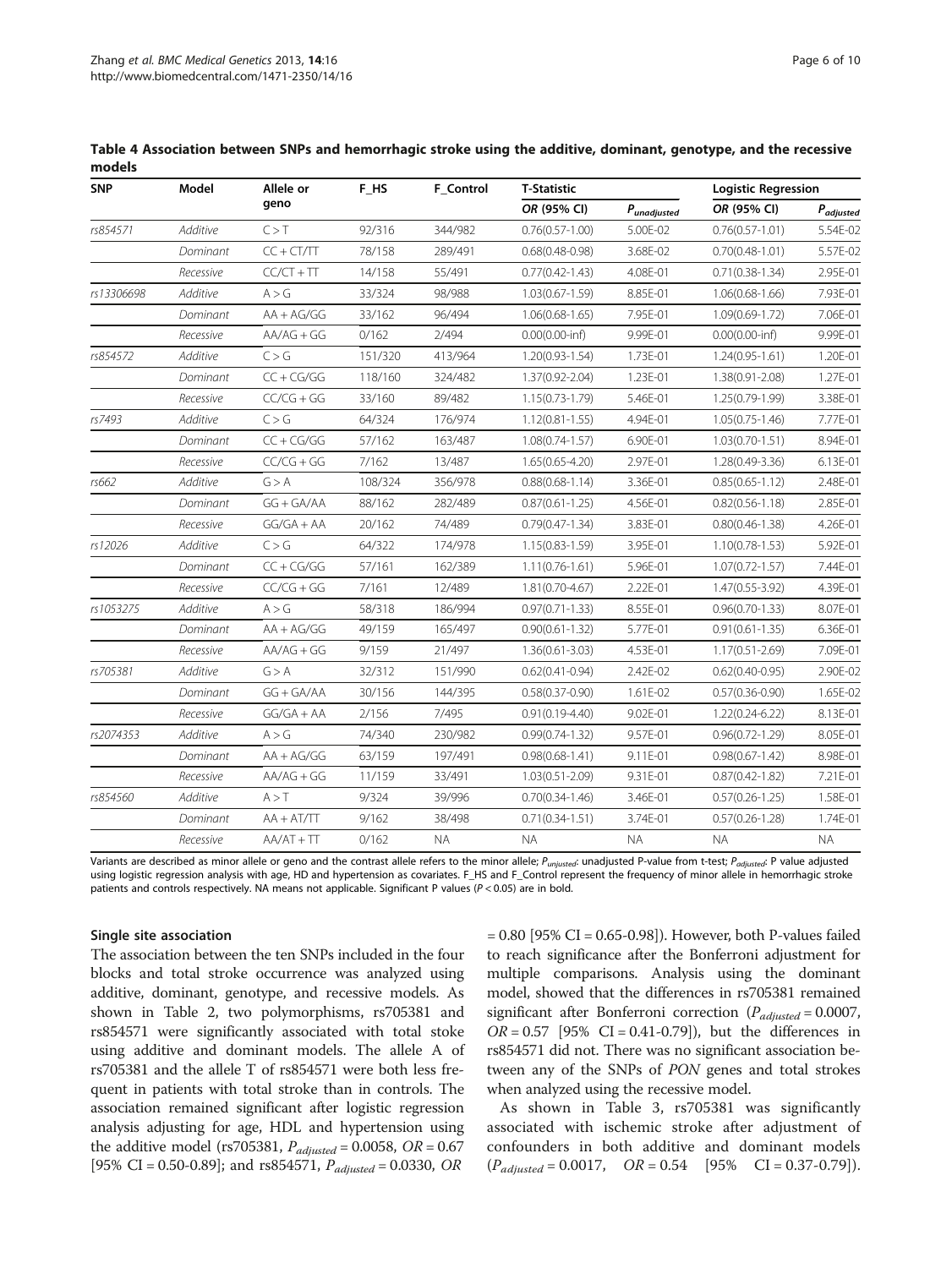**Table 4 Association between SNPs and hemorrhagic stroke using the additive, dominant, genotype, and the recessive models**

| SNP | Model | Allele or geno | F_HS | F_Control | T-Statistic | | Logistic Regression | |
|---|---|---|---|---|---|---|---|---|
| | | | | | OR (95% CI) | $P_{unadjusted}$ | OR (95% CI) | $P_{adjusted}$ |
| rs854571 | Additive | C > T | 92/316 | 344/982 | 0.76(0.57-1.00) | 5.00E-02 | 0.76(0.57-1.01) | 5.54E-02 |
| | Dominant | CC + CT/TT | 78/158 | 289/491 | 0.68(0.48-0.98) | 3.68E-02 | 0.70(0.48-1.01) | 5.57E-02 |
| | Recessive | CC/CT + TT | 14/158 | 55/491 | 0.77(0.42-1.43) | 4.08E-01 | 0.71(0.38-1.34) | 2.95E-01 |
| rs13306698 | Additive | A > G | 33/324 | 98/988 | 1.03(0.67-1.59) | 8.85E-01 | 1.06(0.68-1.66) | 7.93E-01 |
| | Dominant | AA + AG/GG | 33/162 | 96/494 | 1.06(0.68-1.65) | 7.95E-01 | 1.09(0.69-1.72) | 7.06E-01 |
| | Recessive | AA/AG + GG | 0/162 | 2/494 | 0.00(0.00-inf) | 9.99E-01 | 0.00(0.00-inf) | 9.99E-01 |
| rs854572 | Additive | C > G | 151/320 | 413/964 | 1.20(0.93-1.54) | 1.73E-01 | 1.24(0.95-1.61) | 1.20E-01 |
| | Dominant | CC + CG/GG | 118/160 | 324/482 | 1.37(0.92-2.04) | 1.23E-01 | 1.38(0.91-2.08) | 1.27E-01 |
| | Recessive | CC/CG + GG | 33/160 | 89/482 | 1.15(0.73-1.79) | 5.46E-01 | 1.25(0.79-1.99) | 3.38E-01 |
| rs7493 | Additive | C > G | 64/324 | 176/974 | 1.12(0.81-1.55) | 4.94E-01 | 1.05(0.75-1.46) | 7.77E-01 |
| | Dominant | CC + CG/GG | 57/162 | 163/487 | 1.08(0.74-1.57) | 6.90E-01 | 1.03(0.70-1.51) | 8.94E-01 |
| | Recessive | CC/CG + GG | 7/162 | 13/487 | 1.65(0.65-4.20) | 2.97E-01 | 1.28(0.49-3.36) | 6.13E-01 |
| rs662 | Additive | G > A | 108/324 | 356/978 | 0.88(0.68-1.14) | 3.36E-01 | 0.85(0.65-1.12) | 2.48E-01 |
| | Dominant | GG + GA/AA | 88/162 | 282/489 | 0.87(0.61-1.25) | 4.56E-01 | 0.82(0.56-1.18) | 2.85E-01 |
| | Recessive | GG/GA + AA | 20/162 | 74/489 | 0.79(0.47-1.34) | 3.83E-01 | 0.80(0.46-1.38) | 4.26E-01 |
| rs12026 | Additive | C > G | 64/322 | 174/978 | 1.15(0.83-1.59) | 3.95E-01 | 1.10(0.78-1.53) | 5.92E-01 |
| | Dominant | CC + CG/GG | 57/161 | 162/389 | 1.11(0.76-1.61) | 5.96E-01 | 1.07(0.72-1.57) | 7.44E-01 |
| | Recessive | CC/CG + GG | 7/161 | 12/489 | 1.81(0.70-4.67) | 2.22E-01 | 1.47(0.55-3.92) | 4.39E-01 |
| rs1053275 | Additive | A > G | 58/318 | 186/994 | 0.97(0.71-1.33) | 8.55E-01 | 0.96(0.70-1.33) | 8.07E-01 |
| | Dominant | AA + AG/GG | 49/159 | 165/497 | 0.90(0.61-1.32) | 5.77E-01 | 0.91(0.61-1.35) | 6.36E-01 |
| | Recessive | AA/AG + GG | 9/159 | 21/497 | 1.36(0.61-3.03) | 4.53E-01 | 1.17(0.51-2.69) | 7.09E-01 |
| rs705381 | Additive | G > A | 32/312 | 151/990 | 0.62(0.41-0.94) | 2.42E-02 | 0.62(0.40-0.95) | 2.90E-02 |
| | Dominant | GG + GA/AA | 30/156 | 144/395 | 0.58(0.37-0.90) | 1.61E-02 | 0.57(0.36-0.90) | 1.65E-02 |
| | Recessive | GG/GA + AA | 2/156 | 7/495 | 0.91(0.19-4.40) | 9.02E-01 | 1.22(0.24-6.22) | 8.13E-01 |
| rs2074353 | Additive | A > G | 74/340 | 230/982 | 0.99(0.74-1.32) | 9.57E-01 | 0.96(0.72-1.29) | 8.05E-01 |
| | Dominant | AA + AG/GG | 63/159 | 197/491 | 0.98(0.68-1.41) | 9.11E-01 | 0.98(0.67-1.42) | 8.98E-01 |
| | Recessive | AA/AG + GG | 11/159 | 33/491 | 1.03(0.51-2.09) | 9.31E-01 | 0.87(0.42-1.82) | 7.21E-01 |
| rs854560 | Additive | A > T | 9/324 | 39/996 | 0.70(0.34-1.46) | 3.46E-01 | 0.57(0.26-1.25) | 1.58E-01 |
| | Dominant | AA + AT/TT | 9/162 | 38/498 | 0.71(0.34-1.51) | 3.74E-01 | 0.57(0.26-1.28) | 1.74E-01 |
| | Recessive | AA/AT + TT | 0/162 | NA | NA | NA | NA | NA |

Variants are described as minor allele or geno and the contrast allele refers to the minor allele; $P_{unjusted}$: unadjusted P-value from t-test; $P_{adjusted}$: P value adjusted using logistic regression analysis with age, HD and hypertension as covariates. F_HS and F_Control represent the frequency of minor allele in hemorrhagic stroke patients and controls respectively. NA means not applicable. Significant P values ($P < 0.05$) are in bold.

#### Single site association

The association between the ten SNPs included in the four blocks and total stroke occurrence was analyzed using additive, dominant, genotype, and recessive models. As shown in Table 2, two polymorphisms, rs705381 and rs854571 were significantly associated with total stoke using additive and dominant models. The allele A of rs705381 and the allele T of rs854571 were both less frequent in patients with total stroke than in controls. The association remained significant after logistic regression analysis adjusting for age, HDL and hypertension using the additive model (rs705381, $P_{adjusted} = 0.0058$, $OR = 0.67$ [95% CI = 0.50-0.89]; and rs854571, $P_{adjusted} = 0.0330$, $OR = 0.80$ [95% CI = 0.65-0.98]). However, both P-values failed to reach significance after the Bonferroni adjustment for multiple comparisons. Analysis using the dominant model, showed that the differences in rs705381 remained significant after Bonferroni correction ($P_{adjusted} = 0.0007$, $OR = 0.57$ [95% CI = 0.41-0.79]), but the differences in rs854571 did not. There was no significant association between any of the SNPs of *PON* genes and total strokes when analyzed using the recessive model.

As shown in Table 3, rs705381 was significantly associated with ischemic stroke after adjustment of confounders in both additive and dominant models ($P_{adjusted} = 0.0017$, $OR = 0.54$ [95% CI = 0.37-0.79]).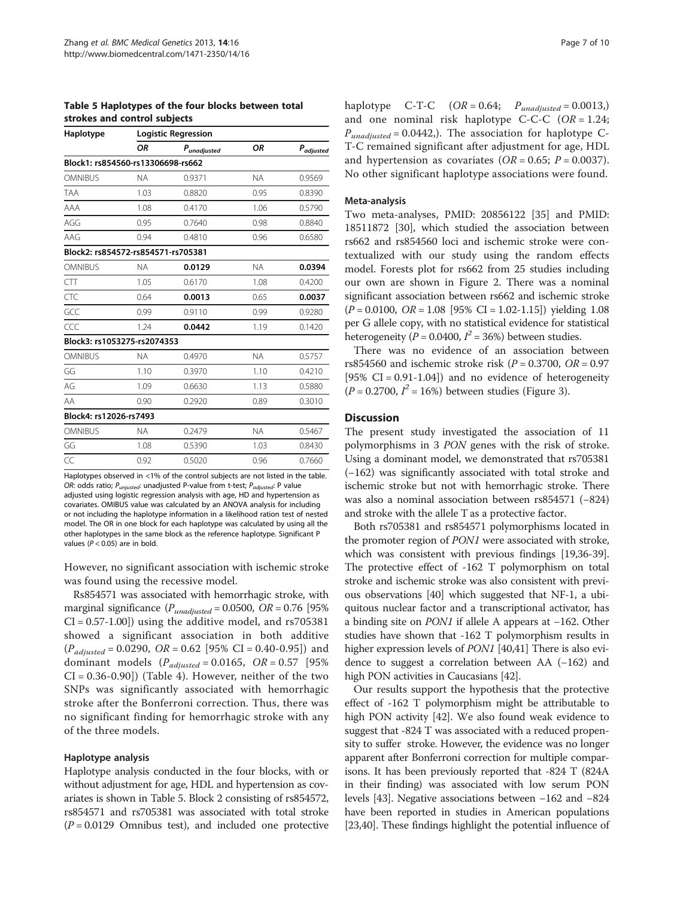**Table 5 Haplotypes of the four blocks between total strokes and control subjects**

| Haplotype | Logistic Regression | | | |
|---|---|---|---|---|
| | $OR$ | $P_{unadjusted}$ | $OR$ | $P_{adjusted}$ |
| **Block1: rs854560-rs13306698-rs662** | | | | |
| OMNIBUS | NA | 0.9371 | NA | 0.9569 |
| TAA | 1.03 | 0.8820 | 0.95 | 0.8390 |
| AAA | 1.08 | 0.4170 | 1.06 | 0.5790 |
| AGG | 0.95 | 0.7640 | 0.98 | 0.8840 |
| AAG | 0.94 | 0.4810 | 0.96 | 0.6580 |
| **Block2: rs854572-rs854571-rs705381** | | | | |
| OMNIBUS | NA | **0.0129** | NA | **0.0394** |
| CTT | 1.05 | 0.6170 | 1.08 | 0.4200 |
| CTC | 0.64 | **0.0013** | 0.65 | **0.0037** |
| GCC | 0.99 | 0.9110 | 0.99 | 0.9280 |
| CCC | 1.24 | **0.0442** | 1.19 | 0.1420 |
| **Block3: rs1053275-rs2074353** | | | | |
| OMNIBUS | NA | 0.4970 | NA | 0.5757 |
| GG | 1.10 | 0.3970 | 1.10 | 0.4210 |
| AG | 1.09 | 0.6630 | 1.13 | 0.5880 |
| AA | 0.90 | 0.2920 | 0.89 | 0.3010 |
| **Block4: rs12026-rs7493** | | | | |
| OMNIBUS | NA | 0.2479 | NA | 0.5467 |
| GG | 1.08 | 0.5390 | 1.03 | 0.8430 |
| CC | 0.92 | 0.5020 | 0.96 | 0.7660 |

Haplotypes observed in <1% of the control subjects are not listed in the table. $OR$: odds ratio; $P_{unjusted}$: unadjusted P-value from t-test; $P_{adjusted}$: P value adjusted using logistic regression analysis with age, HD and hypertension as covariates. OMIBUS value was calculated by an ANOVA analysis for including or not including the haplotype information in a likelihood ration test of nested model. The OR in one block for each haplotype was calculated by using all the other haplotypes in the same block as the reference haplotype. Significant P values ($P < 0.05$) are in bold.

However, no significant association with ischemic stroke was found using the recessive model.

Rs854571 was associated with hemorrhagic stroke, with marginal significance ($P_{unadjusted} = 0.0500$, $OR = 0.76$ [95% CI = 0.57-1.00]) using the additive model, and rs705381 showed a significant association in both additive ($P_{adjusted} = 0.0290$, $OR = 0.62$ [95% CI = 0.40-0.95]) and dominant models ($P_{adjusted} = 0.0165$, $OR = 0.57$ [95% CI = 0.36-0.90]) (Table 4). However, neither of the two SNPs was significantly associated with hemorrhagic stroke after the Bonferroni correction. Thus, there was no significant finding for hemorrhagic stroke with any of the three models.

### Haplotype analysis

Haplotype analysis conducted in the four blocks, with or without adjustment for age, HDL and hypertension as covariates is shown in Table 5. Block 2 consisting of rs854572, rs854571 and rs705381 was associated with total stroke ($P = 0.0129$ Omnibus test), and included one protective haplotype C-T-C ($OR = 0.64$; $P_{unadjusted} = 0.0013$,) and one nominal risk haplotype C-C-C ($OR = 1.24$; $P_{unadjusted} = 0.0442$,). The association for haplotype C-T-C remained significant after adjustment for age, HDL and hypertension as covariates ($OR = 0.65$; $P = 0.0037$). No other significant haplotype associations were found.

### Meta-analysis

Two meta-analyses, PMID: 20856122 [35] and PMID: 18511872 [30], which studied the association between rs662 and rs854560 loci and ischemic stroke were contextualized with our study using the random effects model. Forests plot for rs662 from 25 studies including our own are shown in Figure 2. There was a nominal significant association between rs662 and ischemic stroke ($P = 0.0100$, $OR = 1.08$ [95% CI = 1.02-1.15]) yielding 1.08 per G allele copy, with no statistical evidence for statistical heterogeneity ($P = 0.0400$, $I^2 = 36\%$) between studies.

There was no evidence of an association between rs854560 and ischemic stroke risk ($P = 0.3700$, $OR = 0.97$ [95% CI = 0.91-1.04]) and no evidence of heterogeneity ($P = 0.2700$, $I^2 = 16\%$) between studies (Figure 3).

## Discussion

The present study investigated the association of 11 polymorphisms in 3 *PON* genes with the risk of stroke. Using a dominant model, we demonstrated that rs705381 (−162) was significantly associated with total stroke and ischemic stroke but not with hemorrhagic stroke. There was also a nominal association between rs854571 (−824) and stroke with the allele T as a protective factor.

Both rs705381 and rs854571 polymorphisms located in the promoter region of *PON1* were associated with stroke, which was consistent with previous findings [19,36-39]. The protective effect of -162 T polymorphism on total stroke and ischemic stroke was also consistent with previous observations [40] which suggested that NF-1, a ubiquitous nuclear factor and a transcriptional activator, has a binding site on *PON1* if allele A appears at −162. Other studies have shown that -162 T polymorphism results in higher expression levels of *PON1* [40,41] There is also evidence to suggest a correlation between AA (−162) and high PON activities in Caucasians [42].

Our results support the hypothesis that the protective effect of -162 T polymorphism might be attributable to high PON activity [42]. We also found weak evidence to suggest that -824 T was associated with a reduced propensity to suffer stroke. However, the evidence was no longer apparent after Bonferroni correction for multiple comparisons. It has been previously reported that -824 T (824A in their finding) was associated with low serum PON levels [43]. Negative associations between −162 and −824 have been reported in studies in American populations [23,40]. These findings highlight the potential influence of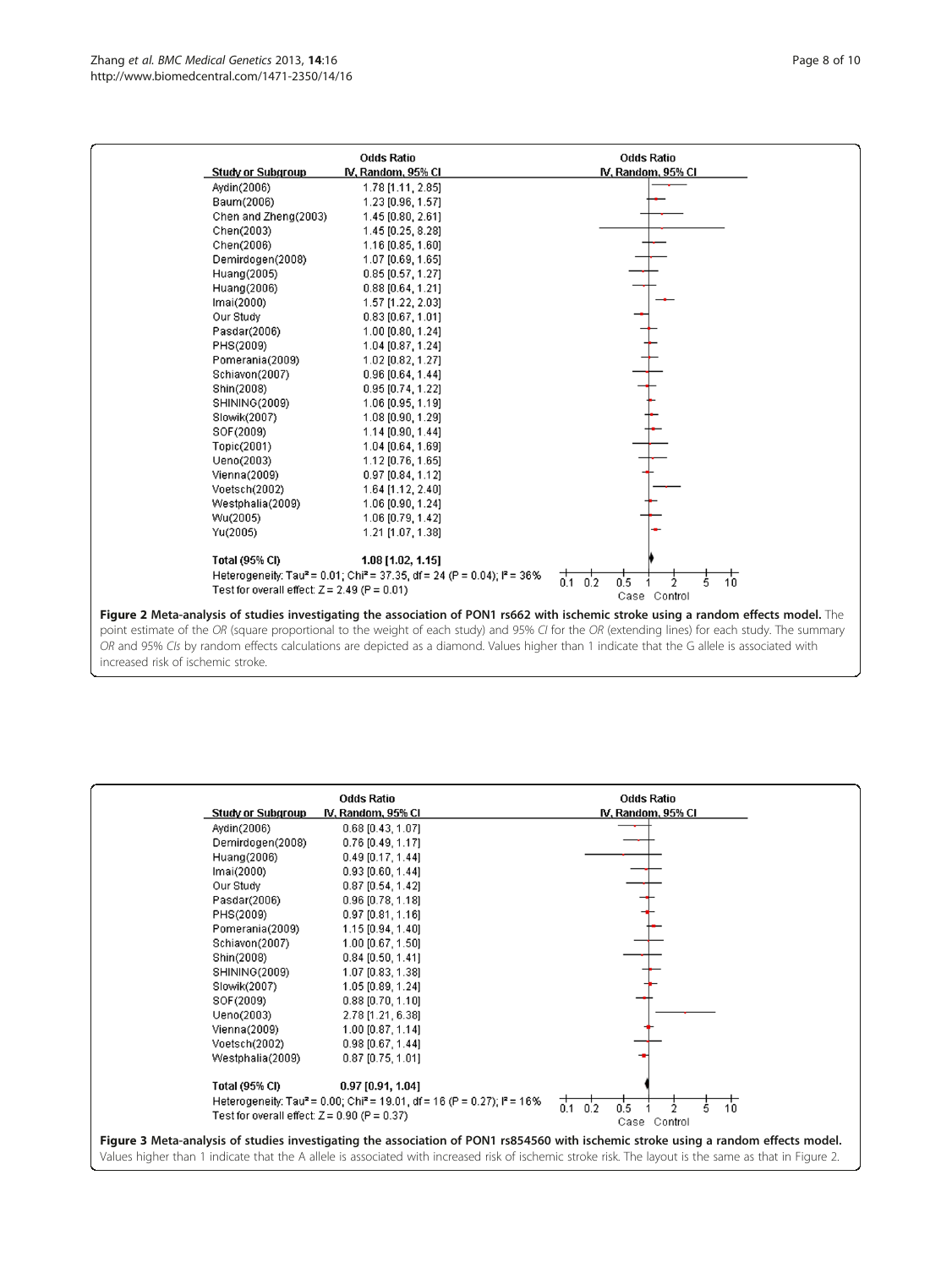| Study or Subgroup | Odds Ratio IV, Random, 95% CI |
|---|---|
| Aydin(2006) | 1.78 [1.11, 2.85] |
| Baum(2006) | 1.23 [0.96, 1.57] |
| Chen and Zheng(2003) | 1.45 [0.80, 2.61] |
| Chen(2003) | 1.45 [0.25, 8.28] |
| Chen(2006) | 1.16 [0.85, 1.60] |
| Demirdogen(2008) | 1.07 [0.69, 1.65] |
| Huang(2005) | 0.85 [0.57, 1.27] |
| Huang(2006) | 0.88 [0.64, 1.21] |
| Imai(2000) | 1.57 [1.22, 2.03] |
| Our Study | 0.83 [0.67, 1.01] |
| Pasdar(2006) | 1.00 [0.80, 1.24] |
| PHS(2009) | 1.04 [0.87, 1.24] |
| Pomerania(2009) | 1.02 [0.82, 1.27] |
| Schiavon(2007) | 0.96 [0.64, 1.44] |
| Shin(2008) | 0.95 [0.74, 1.22] |
| SHINING(2009) | 1.06 [0.95, 1.19] |
| Slowik(2007) | 1.08 [0.90, 1.29] |
| SOF(2009) | 1.14 [0.90, 1.44] |
| Topic(2001) | 1.04 [0.64, 1.69] |
| Ueno(2003) | 1.12 [0.76, 1.65] |
| Vienna(2009) | 0.97 [0.84, 1.12] |
| Voetsch(2002) | 1.64 [1.12, 2.40] |
| Westphalia(2009) | 1.06 [0.90, 1.24] |
| Wu(2005) | 1.06 [0.79, 1.42] |
| Yu(2005) | 1.21 [1.07, 1.38] |
| **Total (95% CI)** | **1.08 [1.02, 1.15]** |

Heterogeneity: $Tau^2 = 0.01$; $Chi^2 = 37.35$, df = 24 (P = 0.04); $I^2 = 36\%$
Test for overall effect: Z = 2.49 (P = 0.01)

**Figure 2 Meta-analysis of studies investigating the association of PON1 rs662 with ischemic stroke using a random effects model.** The point estimate of the *OR* (square proportional to the weight of each study) and 95% *CI* for the *OR* (extending lines) for each study. The summary *OR* and 95% *CIs* by random effects calculations are depicted as a diamond. Values higher than 1 indicate that the G allele is associated with increased risk of ischemic stroke.

| Study or Subgroup | Odds Ratio IV, Random, 95% CI |
|---|---|
| Aydin(2006) | 0.68 [0.43, 1.07] |
| Demirdogen(2008) | 0.76 [0.49, 1.17] |
| Huang(2006) | 0.49 [0.17, 1.44] |
| Imai(2000) | 0.93 [0.60, 1.44] |
| Our Study | 0.87 [0.54, 1.42] |
| Pasdar(2006) | 0.96 [0.78, 1.18] |
| PHS(2009) | 0.97 [0.81, 1.16] |
| Pomerania(2009) | 1.15 [0.94, 1.40] |
| Schiavon(2007) | 1.00 [0.67, 1.50] |
| Shin(2008) | 0.84 [0.50, 1.41] |
| SHINING(2009) | 1.07 [0.83, 1.38] |
| Slowik(2007) | 1.05 [0.89, 1.24] |
| SOF(2009) | 0.88 [0.70, 1.10] |
| Ueno(2003) | 2.78 [1.21, 6.38] |
| Vienna(2009) | 1.00 [0.87, 1.14] |
| Voetsch(2002) | 0.98 [0.67, 1.44] |
| Westphalia(2009) | 0.87 [0.75, 1.01] |
| **Total (95% CI)** | **0.97 [0.91, 1.04]** |

Heterogeneity: $Tau^2 = 0.00$; $Chi^2 = 19.01$, df = 16 (P = 0.27); $I^2 = 16\%$
Test for overall effect: Z = 0.90 (P = 0.37)

**Figure 3 Meta-analysis of studies investigating the association of PON1 rs854560 with ischemic stroke using a random effects model.** Values higher than 1 indicate that the A allele is associated with increased risk of ischemic stroke risk. The layout is the same as that in Figure 2.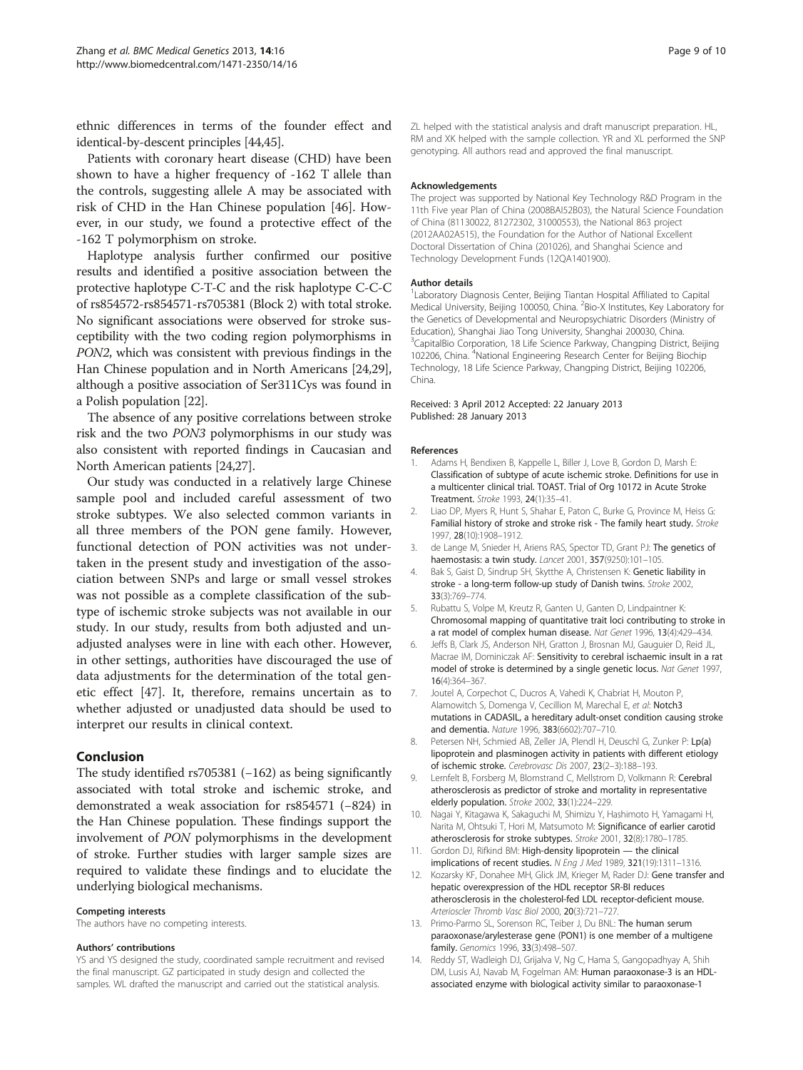ethnic differences in terms of the founder effect and identical-by-descent principles [44,45].

Patients with coronary heart disease (CHD) have been shown to have a higher frequency of -162 T allele than the controls, suggesting allele A may be associated with risk of CHD in the Han Chinese population [46]. However, in our study, we found a protective effect of the -162 T polymorphism on stroke.

Haplotype analysis further confirmed our positive results and identified a positive association between the protective haplotype C-T-C and the risk haplotype C-C-C of rs854572-rs854571-rs705381 (Block 2) with total stroke. No significant associations were observed for stroke susceptibility with the two coding region polymorphisms in *PON2*, which was consistent with previous findings in the Han Chinese population and in North Americans [24,29], although a positive association of Ser311Cys was found in a Polish population [22].

The absence of any positive correlations between stroke risk and the two *PON3* polymorphisms in our study was also consistent with reported findings in Caucasian and North American patients [24,27].

Our study was conducted in a relatively large Chinese sample pool and included careful assessment of two stroke subtypes. We also selected common variants in all three members of the PON gene family. However, functional detection of PON activities was not undertaken in the present study and investigation of the association between SNPs and large or small vessel strokes was not possible as a complete classification of the subtype of ischemic stroke subjects was not available in our study. In our study, results from both adjusted and unadjusted analyses were in line with each other. However, in other settings, authorities have discouraged the use of data adjustments for the determination of the total genetic effect [47]. It, therefore, remains uncertain as to whether adjusted or unadjusted data should be used to interpret our results in clinical context.

## Conclusion

The study identified rs705381 (−162) as being significantly associated with total stroke and ischemic stroke, and demonstrated a weak association for rs854571 (−824) in the Han Chinese population. These findings support the involvement of *PON* polymorphisms in the development of stroke. Further studies with larger sample sizes are required to validate these findings and to elucidate the underlying biological mechanisms.

#### Competing interests

The authors have no competing interests.

#### Authors' contributions

YS and YS designed the study, coordinated sample recruitment and revised the final manuscript. GZ participated in study design and collected the samples. WL drafted the manuscript and carried out the statistical analysis. ZL helped with the statistical analysis and draft manuscript preparation. HL, RM and XK helped with the sample collection. YR and XL performed the SNP genotyping. All authors read and approved the final manuscript.

#### Acknowledgements

The project was supported by National Key Technology R&D Program in the 11th Five year Plan of China (2008BAI52B03), the Natural Science Foundation of China (81130022, 81272302, 31000553), the National 863 project (2012AA02A515), the Foundation for the Author of National Excellent Doctoral Dissertation of China (201026), and Shanghai Science and Technology Development Funds (12QA1401900).

#### Author details

[1]Laboratory Diagnosis Center, Beijing Tiantan Hospital Affiliated to Capital Medical University, Beijing 100050, China. [2]Bio-X Institutes, Key Laboratory for the Genetics of Developmental and Neuropsychiatric Disorders (Ministry of Education), Shanghai Jiao Tong University, Shanghai 200030, China. [3]CapitalBio Corporation, 18 Life Science Parkway, Changping District, Beijing 102206, China. [4]National Engineering Research Center for Beijing Biochip Technology, 18 Life Science Parkway, Changping District, Beijing 102206, China.

Received: 3 April 2012 Accepted: 22 January 2013
Published: 28 January 2013

#### References

1. Adams H, Bendixen B, Kappelle L, Biller J, Love B, Gordon D, Marsh E: **Classification of subtype of acute ischemic stroke. Definitions for use in a multicenter clinical trial. TOAST. Trial of Org 10172 in Acute Stroke Treatment.** *Stroke* 1993, **24**(1):35–41.
2. Liao DP, Myers R, Hunt S, Shahar E, Paton C, Burke G, Province M, Heiss G: **Familial history of stroke and stroke risk - The family heart study.** *Stroke* 1997, **28**(10):1908–1912.
3. de Lange M, Snieder H, Ariens RAS, Spector TD, Grant PJ: **The genetics of haemostasis: a twin study.** *Lancet* 2001, **357**(9250):101–105.
4. Bak S, Gaist D, Sindrup SH, Skytthe A, Christensen K: **Genetic liability in stroke - a long-term follow-up study of Danish twins.** *Stroke* 2002, **33**(3):769–774.
5. Rubattu S, Volpe M, Kreutz R, Ganten U, Ganten D, Lindpaintner K: **Chromosomal mapping of quantitative trait loci contributing to stroke in a rat model of complex human disease.** *Nat Genet* 1996, **13**(4):429–434.
6. Jeffs B, Clark JS, Anderson NH, Gratton J, Brosnan MJ, Gauguier D, Reid JL, Macrae IM, Dominiczak AF: **Sensitivity to cerebral ischaemic insult in a rat model of stroke is determined by a single genetic locus.** *Nat Genet* 1997, **16**(4):364–367.
7. Joutel A, Corpechot C, Ducros A, Vahedi K, Chabriat H, Mouton P, Alamowitch S, Domenga V, Cecillion M, Marechal E, *et al*: **Notch3 mutations in CADASIL, a hereditary adult-onset condition causing stroke and dementia.** *Nature* 1996, **383**(6602):707–710.
8. Petersen NH, Schmied AB, Zeller JA, Plendl H, Deuschl G, Zunker P: **Lp(a) lipoprotein and plasminogen activity in patients with different etiology of ischemic stroke.** *Cerebrovasc Dis* 2007, **23**(2–3):188–193.
9. Lernfelt B, Forsberg M, Blomstrand C, Mellstrom D, Volkmann R: **Cerebral atherosclerosis as predictor of stroke and mortality in representative elderly population.** *Stroke* 2002, **33**(1):224–229.
10. Nagai Y, Kitagawa K, Sakaguchi M, Shimizu Y, Hashimoto H, Yamagami H, Narita M, Ohtsuki T, Hori M, Matsumoto M: **Significance of earlier carotid atherosclerosis for stroke subtypes.** *Stroke* 2001, **32**(8):1780–1785.
11. Gordon DJ, Rifkind BM: **High-density lipoprotein — the clinical implications of recent studies.** *N Eng J Med* 1989, **321**(19):1311–1316.
12. Kozarsky KF, Donahee MH, Glick JM, Krieger M, Rader DJ: **Gene transfer and hepatic overexpression of the HDL receptor SR-BI reduces atherosclerosis in the cholesterol-fed LDL receptor-deficient mouse.** *Arterioscler Thromb Vasc Biol* 2000, **20**(3):721–727.
13. Primo-Parmo SL, Sorenson RC, Teiber J, Du BNL: **The human serum paraoxonase/arylesterase gene (PON1) is one member of a multigene family.** *Genomics* 1996, **33**(3):498–507.
14. Reddy ST, Wadleigh DJ, Grijalva V, Ng C, Hama S, Gangopadhyay A, Shih DM, Lusis AJ, Navab M, Fogelman AM: **Human paraoxonase-3 is an HDL-associated enzyme with biological activity similar to paraoxonase-1**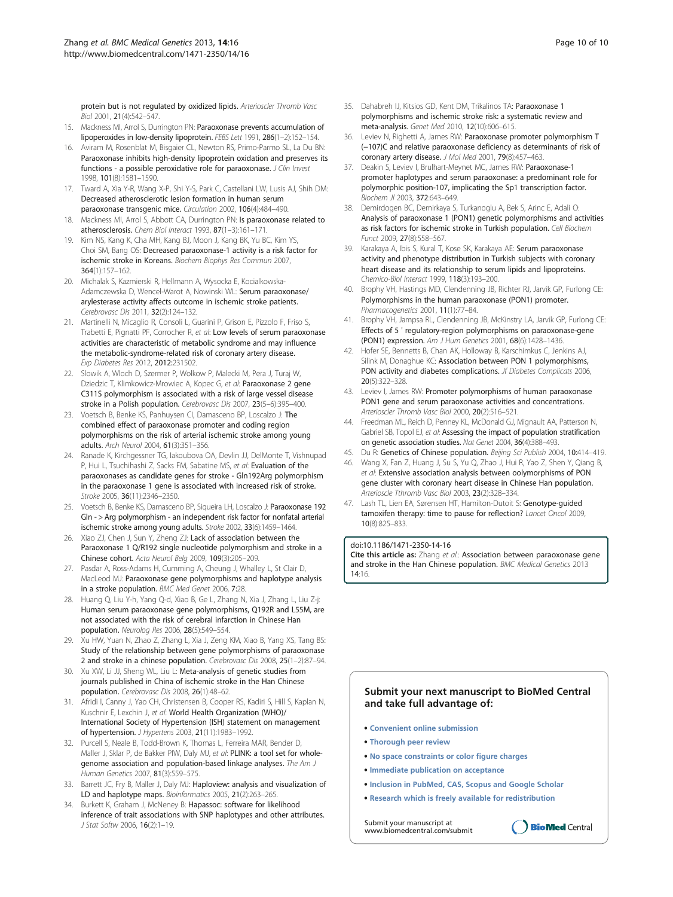protein but is not regulated by oxidized lipids. *Arterioscler Thromb Vasc Biol* 2001, 21(4):542–547.

15. Mackness MI, Arrol S, Durrington PN: **Paraoxonase prevents accumulation of lipoperoxides in low-density lipoprotein.** *FEBS Lett* 1991, 286(1–2):152–154.
16. Aviram M, Rosenblat M, Bisgaier CL, Newton RS, Primo-Parmo SL, La Du BN: **Paraoxonase inhibits high-density lipoprotein oxidation and preserves its functions - a possible peroxidative role for paraoxonase.** *J Clin Invest* 1998, 101(8):1581–1590.
17. Tward A, Xia Y-R, Wang X-P, Shi Y-S, Park C, Castellani LW, Lusis AJ, Shih DM: **Decreased atherosclerotic lesion formation in human serum paraoxonase transgenic mice.** *Circulation* 2002, 106(4):484–490.
18. Mackness MI, Arrol S, Abbott CA, Durrington PN: **Is paraoxonase related to atherosclerosis.** *Chem Biol Interact* 1993, 87(1–3):161–171.
19. Kim NS, Kang K, Cha MH, Kang BJ, Moon J, Kang BK, Yu BC, Kim YS, Choi SM, Bang OS: **Decreased paraoxonase-1 activity is a risk factor for ischemic stroke in Koreans.** *Biochem Biophys Res Commun* 2007, 364(1):157–162.
20. Michalak S, Kazmierski R, Hellmann A, Wysocka E, Kocialkowska-Adamczewska D, Wencel-Warot A, Nowinski WL: **Serum paraoxonase/arylesterase activity affects outcome in ischemic stroke patients.** *Cerebrovasc Dis* 2011, 32(2):124–132.
21. Martinelli N, Micaglio R, Consoli L, Guarini P, Grison E, Pizzolo F, Friso S, Trabetti E, Pignatti PF, Corrocher R, *et al*: **Low levels of serum paraoxonase activities are characteristic of metabolic syndrome and may influence the metabolic-syndrome-related risk of coronary artery disease.** *Exp Diabetes Res* 2012, 2012:231502.
22. Slowik A, Wloch D, Szermer P, Wolkow P, Malecki M, Pera J, Turaj W, Dziedzic T, Klimkowicz-Mrowiec A, Kopec G, *et al*: **Paraoxonase 2 gene C311S polymorphism is associated with a risk of large vessel disease stroke in a Polish population.** *Cerebrovasc Dis* 2007, 23(5–6):395–400.
23. Voetsch B, Benke KS, Panhuysen CI, Damasceno BP, Loscalzo J: **The combined effect of paraoxonase promoter and coding region polymorphisms on the risk of arterial ischemic stroke among young adults.** *Arch Neurol* 2004, 61(3):351–356.
24. Ranade K, Kirchgessner TG, Iakoubova OA, Devlin JJ, DelMonte T, Vishnupad P, Hui L, Tsuchihashi Z, Sacks FM, Sabatine MS, *et al*: **Evaluation of the paraoxonases as candidate genes for stroke - Gln192Arg polymorphism in the paraoxonase 1 gene is associated with increased risk of stroke.** *Stroke* 2005, 36(11):2346–2350.
25. Voetsch B, Benke KS, Damasceno BP, Siqueira LH, Loscalzo J: **Paraoxonase 192 Gln - > Arg polymorphism - an independent risk factor for nonfatal arterial ischemic stroke among young adults.** *Stroke* 2002, 33(6):1459–1464.
26. Xiao ZJ, Chen J, Sun Y, Zheng ZJ: **Lack of association between the Paraoxonase 1 Q/R192 single nucleotide polymorphism and stroke in a Chinese cohort.** *Acta Neurol Belg* 2009, 109(3):205–209.
27. Pasdar A, Ross-Adams H, Cumming A, Cheung J, Whalley L, St Clair D, MacLeod MJ: **Paraoxonase gene polymorphisms and haplotype analysis in a stroke population.** *BMC Med Genet* 2006, 7:28.
28. Huang Q, Liu Y-h, Yang Q-d, Xiao B, Ge L, Zhang N, Xia J, Zhang L, Liu Z-j: **Human serum paraoxonase gene polymorphisms, Q192R and L55M, are not associated with the risk of cerebral infarction in Chinese Han population.** *Neurolog Res* 2006, 28(5):549–554.
29. Xu HW, Yuan N, Zhao Z, Zhang L, Xia J, Zeng KM, Xiao B, Yang XS, Tang BS: **Study of the relationship between gene polymorphisms of paraoxonase 2 and stroke in a chinese population.** *Cerebrovasc Dis* 2008, 25(1–2):87–94.
30. Xu XW, Li JJ, Sheng WL, Liu L: **Meta-analysis of genetic studies from journals published in China of ischemic stroke in the Han Chinese population.** *Cerebrovasc Dis* 2008, 26(1):48–62.
31. Afridi I, Canny J, Yao CH, Christensen B, Cooper RS, Kadiri S, Hill S, Kaplan N, Kuschnir E, Lexchin J, *et al*: **World Health Organization (WHO)/ International Society of Hypertension (ISH) statement on management of hypertension.** *J Hypertens* 2003, 21(11):1983–1992.
32. Purcell S, Neale B, Todd-Brown K, Thomas L, Ferreira MAR, Bender D, Maller J, Sklar P, de Bakker PIW, Daly MJ, *et al*: **PLINK: a tool set for whole-genome association and population-based linkage analyses.** *The Am J Human Genetics* 2007, 81(3):559–575.
33. Barrett JC, Fry B, Maller J, Daly MJ: **Haploview: analysis and visualization of LD and haplotype maps.** *Bioinformatics* 2005, 21(2):263–265.
34. Burkett K, Graham J, McNeney B: **Hapassoc: software for likelihood inference of trait associations with SNP haplotypes and other attributes.** *J Stat Softw* 2006, 16(2):1–19.
35. Dahabreh IJ, Kitsios GD, Kent DM, Trikalinos TA: **Paraoxonase 1 polymorphisms and ischemic stroke risk: a systematic review and meta-analysis.** *Genet Med* 2010, 12(10):606–615.
36. Leviev N, Righetti A, James RW: **Paraoxonase promoter polymorphism T (−107)C and relative paraoxonase deficiency as determinants of risk of coronary artery disease.** *J Mol Med* 2001, 79(8):457–463.
37. Deakin S, Leviev I, Brulhart-Meynet MC, James RW: **Paraoxonase-1 promoter haplotypes and serum paraoxonase: a predominant role for polymorphic position-107, implicating the Sp1 transcription factor.** *Biochem Jl* 2003, 372:643–649.
38. Demirdogen BC, Demirkaya S, Turkanoglu A, Bek S, Arinc E, Adali O: **Analysis of paraoxonase 1 (PON1) genetic polymorphisms and activities as risk factors for ischemic stroke in Turkish population.** *Cell Biochem Funct* 2009, 27(8):558–567.
39. Karakaya A, Ibis S, Kural T, Kose SK, Karakaya AE: **Serum paraoxonase activity and phenotype distribution in Turkish subjects with coronary heart disease and its relationship to serum lipids and lipoproteins.** *Chemico-Biol Interact* 1999, 118(3):193–200.
40. Brophy VH, Hastings MD, Clendenning JB, Richter RJ, Jarvik GP, Furlong CE: **Polymorphisms in the human paraoxonase (PON1) promoter.** *Pharmacogenetics* 2001, 11(1):77–84.
41. Brophy VH, Jampsa RL, Clendenning JB, McKinstry LA, Jarvik GP, Furlong CE: **Effects of 5 ' regulatory-region polymorphisms on paraoxonase-gene (PON1) expression.** *Am J Hum Genetics* 2001, 68(6):1428–1436.
42. Hofer SE, Bennetts B, Chan AK, Holloway B, Karschimkus C, Jenkins AJ, Silink M, Donaghue KC: **Association between PON 1 polymorphisms, PON activity and diabetes complications.** *Jf Diabetes Complicats* 2006, 20(5):322–328.
43. Leviev I, James RW: **Promoter polymorphisms of human paraoxonase PON1 gene and serum paraoxonase activities and concentrations.** *Arterioscler Thromb Vasc Biol* 2000, 20(2):516–521.
44. Freedman ML, Reich D, Penney KL, McDonald GJ, Mignault AA, Patterson N, Gabriel SB, Topol EJ, *et al*: **Assessing the impact of population stratification on genetic association studies.** *Nat Genet* 2004, 36(4):388–493.
45. Du R: **Genetics of Chinese population.** *Beijing Sci Publish* 2004, 10:414–419.
46. Wang X, Fan Z, Huang J, Su S, Yu Q, Zhao J, Hui R, Yao Z, Shen Y, Qiang B, *et al*: **Extensive association analysis between oolymorphisms of PON gene cluster with coronary heart disease in Chinese Han population.** *Arterioscle Tthromb Vasc Biol* 2003, 23(2):328–334.
47. Lash TL, Lien EA, Sørensen HT, Hamilton-Dutoit S: **Genotype-guided tamoxifen therapy: time to pause for reflection?** *Lancet Oncol* 2009, 10(8):825–833.

doi:10.1186/1471-2350-14-16

**Cite this article as:** Zhang *et al.*: Association between paraoxonase gene and stroke in the Han Chinese population. *BMC Medical Genetics* 2013 14:16.

**Submit your next manuscript to BioMed Central and take full advantage of:**

- **Convenient online submission**
- **Thorough peer review**
- **No space constraints or color figure charges**
- **Immediate publication on acceptance**
- **Inclusion in PubMed, CAS, Scopus and Google Scholar**
- **Research which is freely available for redistribution**

Submit your manuscript at www.biomedcentral.com/submit

BioMed Central